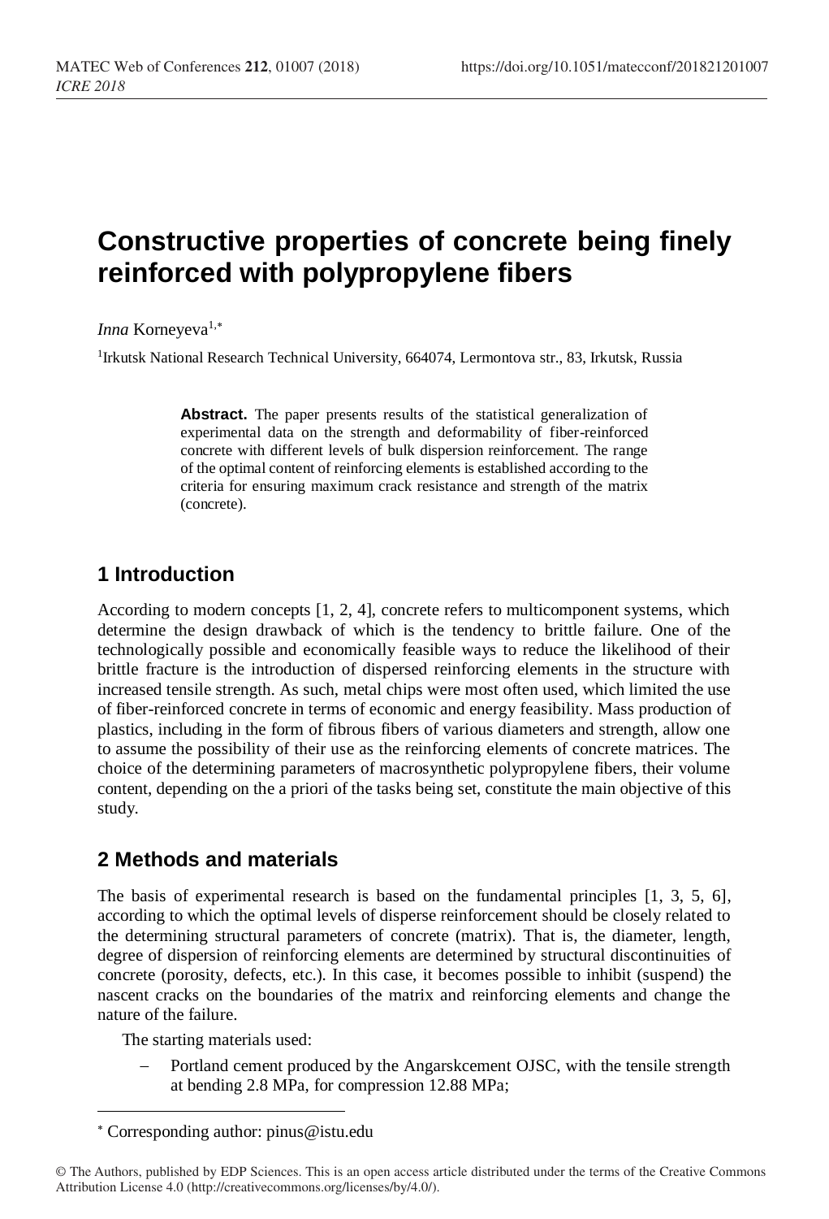# Constructive properties of concrete being finely reinforced with polypropylene fibers

*Inna* Korneyeva[1,*]

[1]Irkutsk National Research Technical University, 664074, Lermontova str., 83, Irkutsk, Russia

**Abstract.** The paper presents results of the statistical generalization of experimental data on the strength and deformability of fiber-reinforced concrete with different levels of bulk dispersion reinforcement. The range of the optimal content of reinforcing elements is established according to the criteria for ensuring maximum crack resistance and strength of the matrix (concrete).

## 1 Introduction

According to modern concepts [1, 2, 4], concrete refers to multicomponent systems, which determine the design drawback of which is the tendency to brittle failure. One of the technologically possible and economically feasible ways to reduce the likelihood of their brittle fracture is the introduction of dispersed reinforcing elements in the structure with increased tensile strength. As such, metal chips were most often used, which limited the use of fiber-reinforced concrete in terms of economic and energy feasibility. Mass production of plastics, including in the form of fibrous fibers of various diameters and strength, allow one to assume the possibility of their use as the reinforcing elements of concrete matrices. The choice of the determining parameters of macrosynthetic polypropylene fibers, their volume content, depending on the a priori of the tasks being set, constitute the main objective of this study.

## 2 Methods and materials

The basis of experimental research is based on the fundamental principles [1, 3, 5, 6], according to which the optimal levels of disperse reinforcement should be closely related to the determining structural parameters of concrete (matrix). That is, the diameter, length, degree of dispersion of reinforcing elements are determined by structural discontinuities of concrete (porosity, defects, etc.). In this case, it becomes possible to inhibit (suspend) the nascent cracks on the boundaries of the matrix and reinforcing elements and change the nature of the failure.

The starting materials used:

– Portland cement produced by the Angarskcement OJSC, with the tensile strength at bending 2.8 MPa, for compression 12.88 MPa;

[*] Corresponding author: pinus@istu.edu

© The Authors, published by EDP Sciences. This is an open access article distributed under the terms of the Creative Commons Attribution License 4.0 (http://creativecommons.org/licenses/by/4.0/).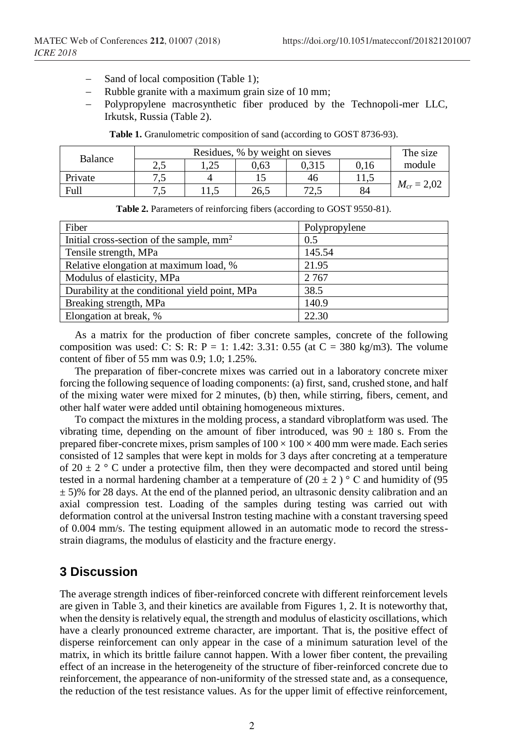- Sand of local composition (Table 1);
- Rubble granite with a maximum grain size of 10 mm;
- Polypropylene macrosynthetic fiber produced by the Technopoli-mer LLC, Irkutsk, Russia (Table 2).

**Table 1.** Granulometric composition of sand (according to GOST 8736-93).

| Balance | Residues, % by weight on sieves | | | | | The size module |
|---|---|---|---|---|---|---|
| | 2,5 | 1,25 | 0,63 | 0,315 | 0,16 | |
| Private | 7,5 | 4 | 15 | 46 | 11,5 | $M_{cr}$ = 2,02 |
| Full | 7,5 | 11,5 | 26,5 | 72,5 | 84 | |

**Table 2.** Parameters of reinforcing fibers (according to GOST 9550-81).

| Fiber | Polypropylene |
|---|---|
| Initial cross-section of the sample, mm$^2$ | 0.5 |
| Tensile strength, MPa | 145.54 |
| Relative elongation at maximum load, % | 21.95 |
| Modulus of elasticity, MPa | 2 767 |
| Durability at the conditional yield point, MPa | 38.5 |
| Breaking strength, MPa | 140.9 |
| Elongation at break, % | 22.30 |

As a matrix for the production of fiber concrete samples, concrete of the following composition was used: C: S: R: P = 1: 1.42: 3.31: 0.55 (at C = 380 kg/m3). The volume content of fiber of 55 mm was 0.9; 1.0; 1.25%.

The preparation of fiber-concrete mixes was carried out in a laboratory concrete mixer forcing the following sequence of loading components: (a) first, sand, crushed stone, and half of the mixing water were mixed for 2 minutes, (b) then, while stirring, fibers, cement, and other half water were added until obtaining homogeneous mixtures.

To compact the mixtures in the molding process, a standard vibroplatform was used. The vibrating time, depending on the amount of fiber introduced, was 90 ± 180 s. From the prepared fiber-concrete mixes, prism samples of 100 × 100 × 400 mm were made. Each series consisted of 12 samples that were kept in molds for 3 days after concreting at a temperature of 20 ± 2 ° C under a protective film, then they were decompacted and stored until being tested in a normal hardening chamber at a temperature of (20 ± 2 ) ° C and humidity of (95 ± 5)% for 28 days. At the end of the planned period, an ultrasonic density calibration and an axial compression test. Loading of the samples during testing was carried out with deformation control at the universal Instron testing machine with a constant traversing speed of 0.004 mm/s. The testing equipment allowed in an automatic mode to record the stress-strain diagrams, the modulus of elasticity and the fracture energy.

## 3 Discussion

The average strength indices of fiber-reinforced concrete with different reinforcement levels are given in Table 3, and their kinetics are available from Figures 1, 2. It is noteworthy that, when the density is relatively equal, the strength and modulus of elasticity oscillations, which have a clearly pronounced extreme character, are important. That is, the positive effect of disperse reinforcement can only appear in the case of a minimum saturation level of the matrix, in which its brittle failure cannot happen. With a lower fiber content, the prevailing effect of an increase in the heterogeneity of the structure of fiber-reinforced concrete due to reinforcement, the appearance of non-uniformity of the stressed state and, as a consequence, the reduction of the test resistance values. As for the upper limit of effective reinforcement,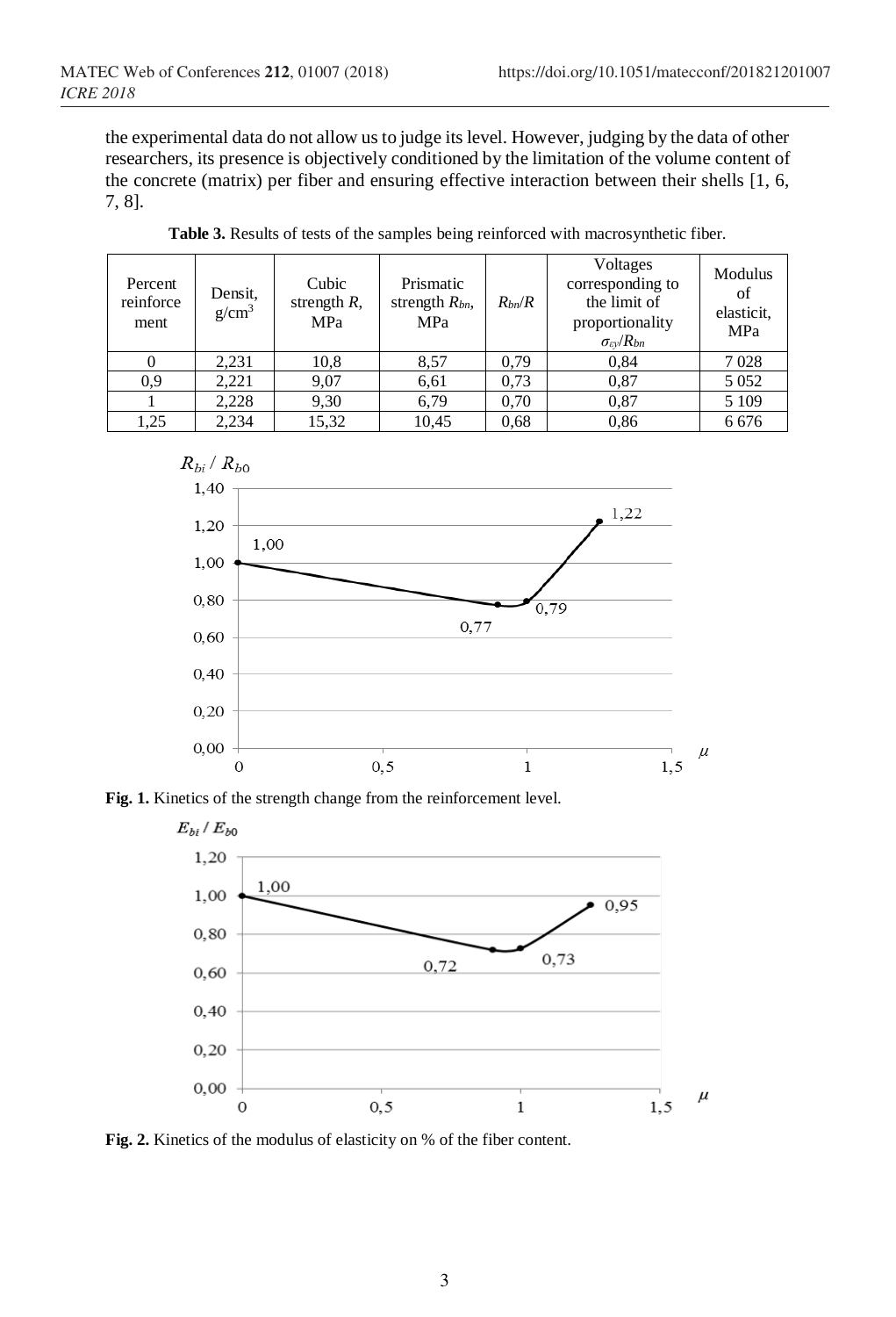the experimental data do not allow us to judge its level. However, judging by the data of other researchers, its presence is objectively conditioned by the limitation of the volume content of the concrete (matrix) per fiber and ensuring effective interaction between their shells [1, 6, 7, 8].

**Table 3.** Results of tests of the samples being reinforced with macrosynthetic fiber.

| Percent reinforce ment | Densit, g/cm$^3$ | Cubic strength $R$, MPa | Prismatic strength $R_{bn}$, MPa | $R_{bn}/R$ | Voltages corresponding to the limit of proportionality $\sigma_{ey}/R_{bn}$ | Modulus of elasticit, MPa |
|---|---|---|---|---|---|---|
| 0 | 2,231 | 10,8 | 8,57 | 0,79 | 0,84 | 7 028 |
| 0,9 | 2,221 | 9,07 | 6,61 | 0,73 | 0,87 | 5 052 |
| 1 | 2,228 | 9,30 | 6,79 | 0,70 | 0,87 | 5 109 |
| 1,25 | 2,234 | 15,32 | 10,45 | 0,68 | 0,86 | 6 676 |

**Fig. 1.** Kinetics of the strength change from the reinforcement level.

**Fig. 2.** Kinetics of the modulus of elasticity on % of the fiber content.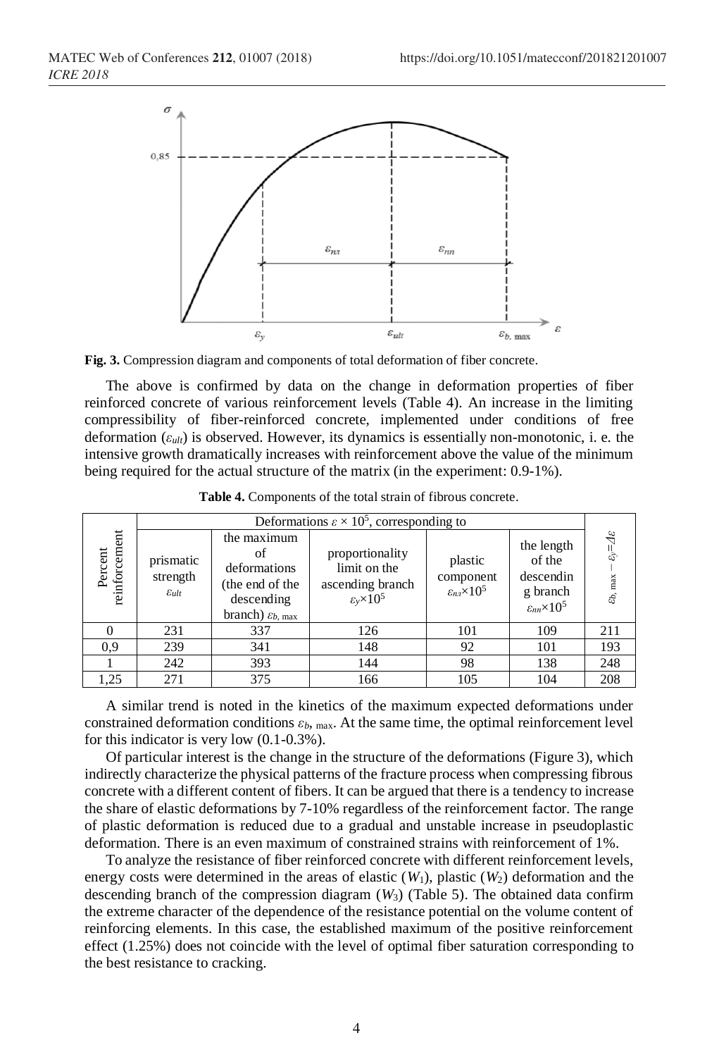**Fig. 3.** Compression diagram and components of total deformation of fiber concrete.

The above is confirmed by data on the change in deformation properties of fiber reinforced concrete of various reinforcement levels (Table 4). An increase in the limiting compressibility of fiber-reinforced concrete, implemented under conditions of free deformation ($\varepsilon_{ult}$) is observed. However, its dynamics is essentially non-monotonic, i. e. the intensive growth dramatically increases with reinforcement above the value of the minimum being required for the actual structure of the matrix (in the experiment: 0.9-1%).

**Table 4.** Components of the total strain of fibrous concrete.

| Percent reinforcement | Deformations $\varepsilon \times 10^5$, corresponding to | | | | | $\varepsilon_{b,\max} - \varepsilon_y = \Delta\varepsilon$ |
|---|---|---|---|---|---|---|
| | prismatic strength $\varepsilon_{ult}$ | the maximum of deformations (the end of the descending branch) $\varepsilon_{b,\max}$ | proportionality limit on the ascending branch $\varepsilon_y \times 10^5$ | plastic component $\varepsilon_{пл} \times 10^5$ | the length of the descending branch $\varepsilon_{nn} \times 10^5$ | |
| 0 | 231 | 337 | 126 | 101 | 109 | 211 |
| 0,9 | 239 | 341 | 148 | 92 | 101 | 193 |
| 1 | 242 | 393 | 144 | 98 | 138 | 248 |
| 1,25 | 271 | 375 | 166 | 105 | 104 | 208 |

A similar trend is noted in the kinetics of the maximum expected deformations under constrained deformation conditions $\varepsilon_{b,\max}$. At the same time, the optimal reinforcement level for this indicator is very low (0.1-0.3%).

Of particular interest is the change in the structure of the deformations (Figure 3), which indirectly characterize the physical patterns of the fracture process when compressing fibrous concrete with a different content of fibers. It can be argued that there is a tendency to increase the share of elastic deformations by 7-10% regardless of the reinforcement factor. The range of plastic deformation is reduced due to a gradual and unstable increase in pseudoplastic deformation. There is an even maximum of constrained strains with reinforcement of 1%.

To analyze the resistance of fiber reinforced concrete with different reinforcement levels, energy costs were determined in the areas of elastic ($W_1$), plastic ($W_2$) deformation and the descending branch of the compression diagram ($W_3$) (Table 5). The obtained data confirm the extreme character of the dependence of the resistance potential on the volume content of reinforcing elements. In this case, the established maximum of the positive reinforcement effect (1.25%) does not coincide with the level of optimal fiber saturation corresponding to the best resistance to cracking.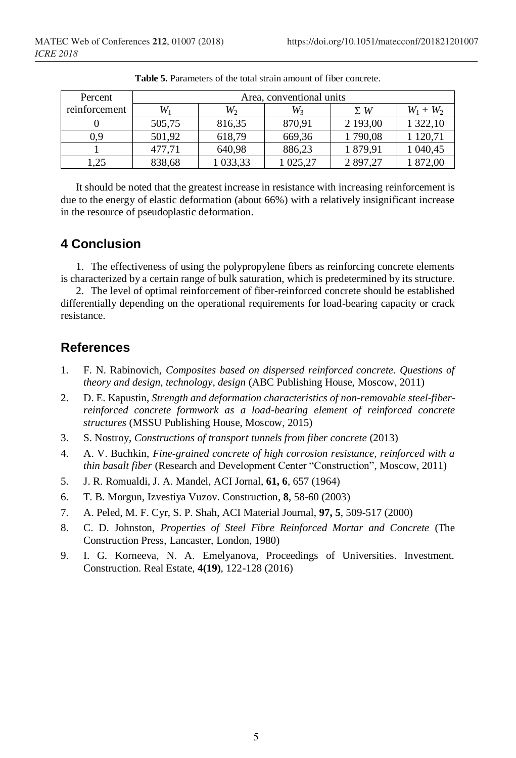**Table 5.** Parameters of the total strain amount of fiber concrete.

| Percent reinforcement | Area, conventional units | | | | |
|---|---|---|---|---|---|
| | $W_1$ | $W_2$ | $W_3$ | $\Sigma W$ | $W_1 + W_2$ |
| 0 | 505,75 | 816,35 | 870,91 | 2 193,00 | 1 322,10 |
| 0,9 | 501,92 | 618,79 | 669,36 | 1 790,08 | 1 120,71 |
| 1 | 477,71 | 640,98 | 886,23 | 1 879,91 | 1 040,45 |
| 1,25 | 838,68 | 1 033,33 | 1 025,27 | 2 897,27 | 1 872,00 |

It should be noted that the greatest increase in resistance with increasing reinforcement is due to the energy of elastic deformation (about 66%) with a relatively insignificant increase in the resource of pseudoplastic deformation.

## 4 Conclusion

1. The effectiveness of using the polypropylene fibers as reinforcing concrete elements is characterized by a certain range of bulk saturation, which is predetermined by its structure.
2. The level of optimal reinforcement of fiber-reinforced concrete should be established differentially depending on the operational requirements for load-bearing capacity or crack resistance.

## References

1. F. N. Rabinovich, *Composites based on dispersed reinforced concrete. Questions of theory and design, technology, design* (ABC Publishing House, Moscow, 2011)
2. D. E. Kapustin, *Strength and deformation characteristics of non-removable steel-fiber-reinforced concrete formwork as a load-bearing element of reinforced concrete structures* (MSSU Publishing House, Moscow, 2015)
3. S. Nostroy, *Constructions of transport tunnels from fiber concrete* (2013)
4. A. V. Buchkin, *Fine-grained concrete of high corrosion resistance, reinforced with a thin basalt fiber* (Research and Development Center “Construction”, Moscow, 2011)
5. J. R. Romualdi, J. A. Mandel, ACI Jornal, **61, 6**, 657 (1964)
6. T. B. Morgun, Izvestiya Vuzov. Construction, **8**, 58-60 (2003)
7. A. Peled, M. F. Cyr, S. P. Shah, ACI Material Journal, **97, 5**, 509-517 (2000)
8. C. D. Johnston, *Properties of Steel Fibre Reinforced Mortar and Concrete* (The Construction Press, Lancaster, London, 1980)
9. I. G. Korneeva, N. A. Emelyanova, Proceedings of Universities. Investment. Construction. Real Estate, **4(19)**, 122-128 (2016)